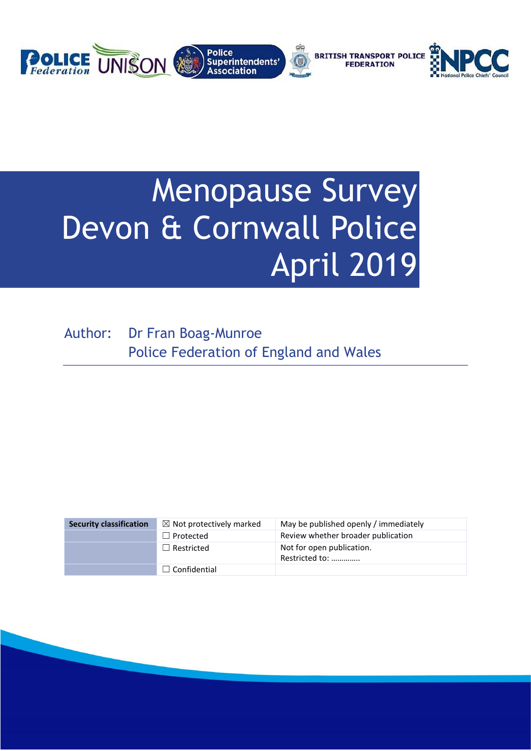Police Federation | UNISON | Police Superintendents' Association | British Transport Police Federation | NPCC National Police Chiefs' Council

# Menopause Survey
# Devon & Cornwall Police
# April 2019

Author: Dr Fran Boag-Munroe
Police Federation of England and Wales

| Security classification | ☒ Not protectively marked | May be published openly / immediately |
| --- | --- | --- |
| | ☐ Protected | Review whether broader publication |
| | ☐ Restricted | Not for open publication.<br>Restricted to: …………. |
| | ☐ Confidential | |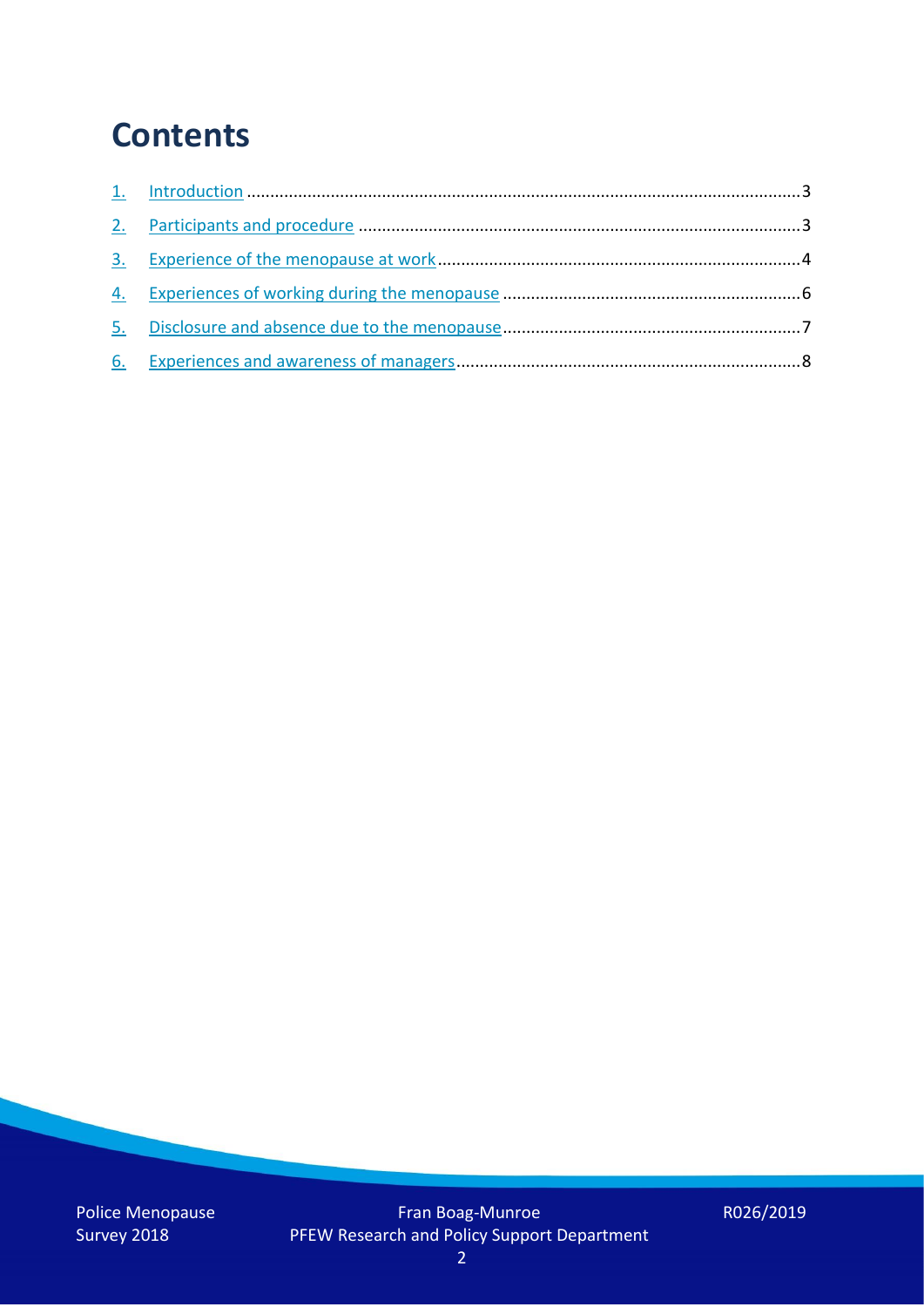# Contents

1. Introduction ........................................................................................................................ 3
2. Participants and procedure ................................................................................................ 3
3. Experience of the menopause at work .............................................................................. 4
4. Experiences of working during the menopause ................................................................. 6
5. Disclosure and absence due to the menopause ................................................................. 7
6. Experiences and awareness of managers .......................................................................... 8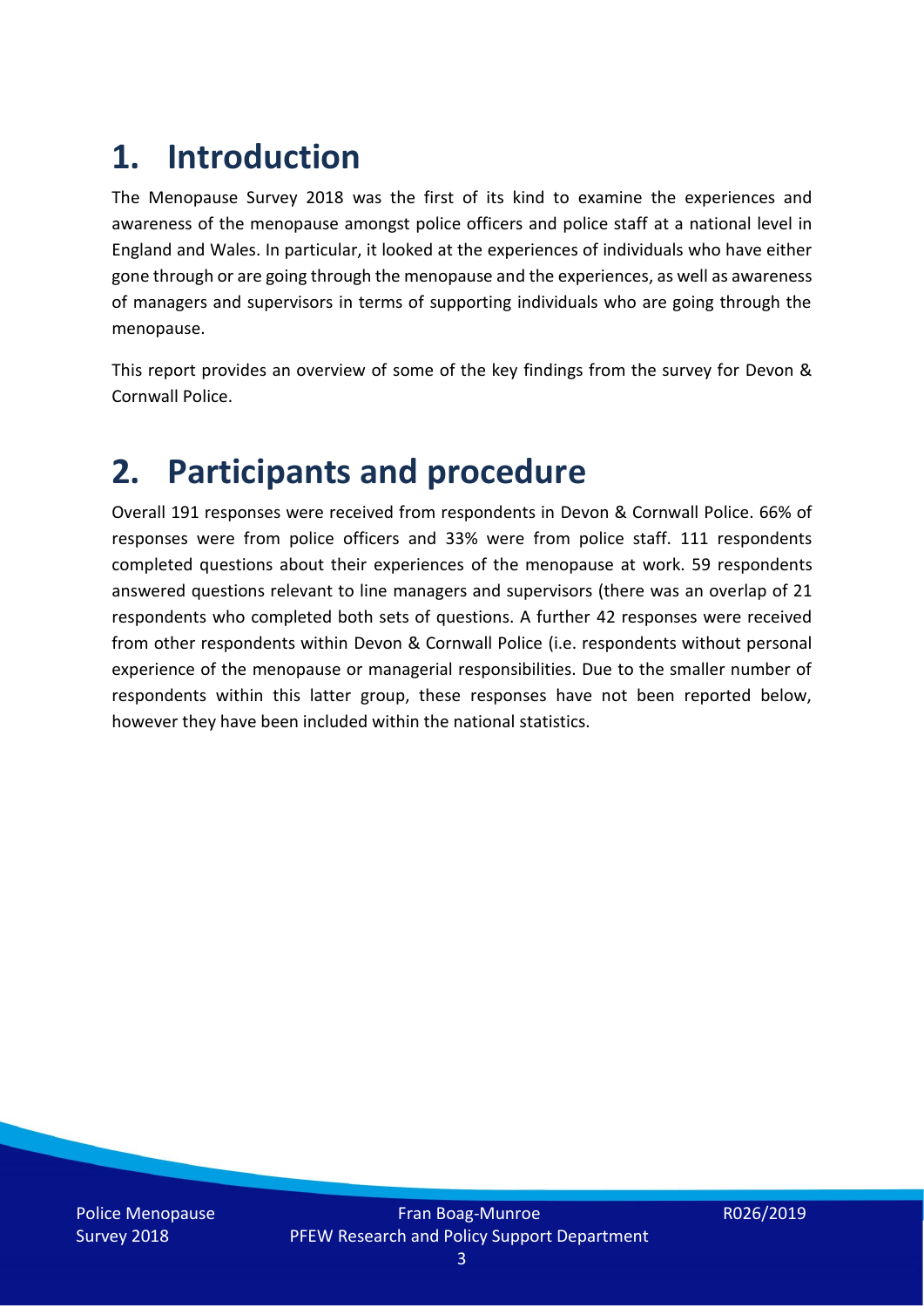# 1. Introduction

The Menopause Survey 2018 was the first of its kind to examine the experiences and awareness of the menopause amongst police officers and police staff at a national level in England and Wales. In particular, it looked at the experiences of individuals who have either gone through or are going through the menopause and the experiences, as well as awareness of managers and supervisors in terms of supporting individuals who are going through the menopause.

This report provides an overview of some of the key findings from the survey for Devon & Cornwall Police.

# 2. Participants and procedure

Overall 191 responses were received from respondents in Devon & Cornwall Police. 66% of responses were from police officers and 33% were from police staff. 111 respondents completed questions about their experiences of the menopause at work. 59 respondents answered questions relevant to line managers and supervisors (there was an overlap of 21 respondents who completed both sets of questions. A further 42 responses were received from other respondents within Devon & Cornwall Police (i.e. respondents without personal experience of the menopause or managerial responsibilities. Due to the smaller number of respondents within this latter group, these responses have not been reported below, however they have been included within the national statistics.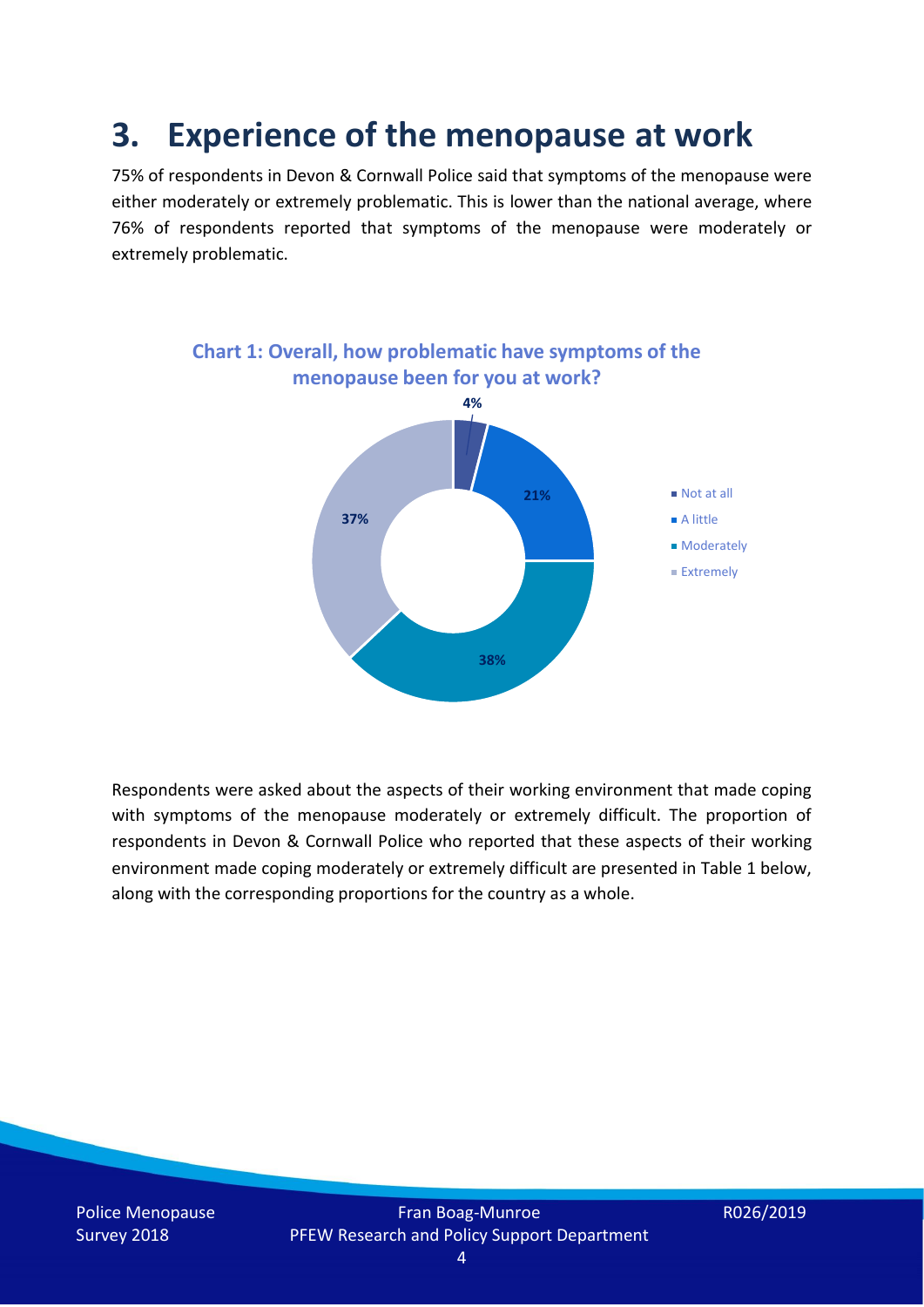# 3. Experience of the menopause at work

75% of respondents in Devon & Cornwall Police said that symptoms of the menopause were either moderately or extremely problematic. This is lower than the national average, where 76% of respondents reported that symptoms of the menopause were moderately or extremely problematic.

**Chart 1: Overall, how problematic have symptoms of the menopause been for you at work?**

| Response | Percentage |
|---|---|
| Not at all | 4% |
| A little | 21% |
| Moderately | 38% |
| Extremely | 37% |

Respondents were asked about the aspects of their working environment that made coping with symptoms of the menopause moderately or extremely difficult. The proportion of respondents in Devon & Cornwall Police who reported that these aspects of their working environment made coping moderately or extremely difficult are presented in Table 1 below, along with the corresponding proportions for the country as a whole.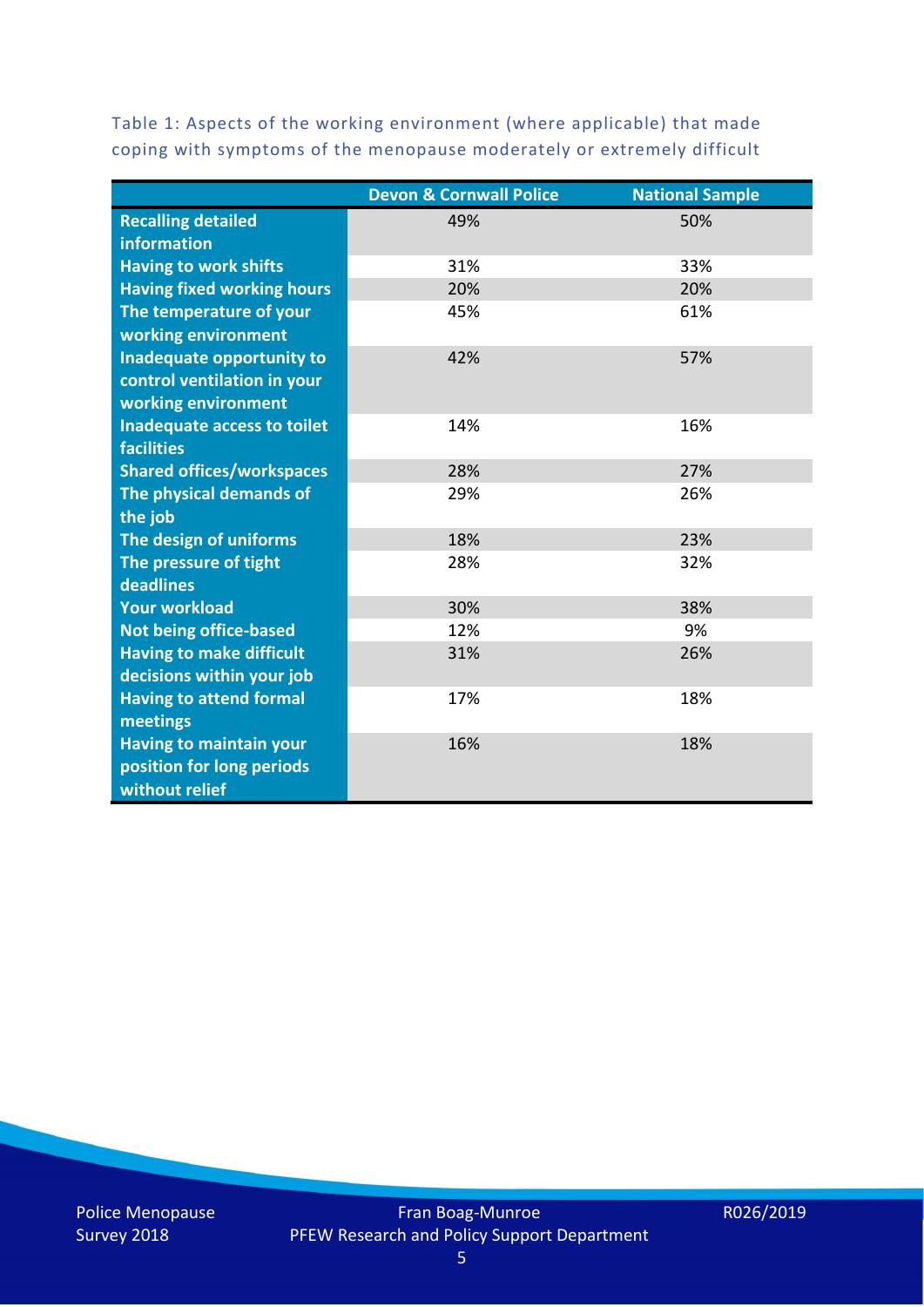Table 1: Aspects of the working environment (where applicable) that made coping with symptoms of the menopause moderately or extremely difficult

| | Devon & Cornwall Police | National Sample |
|---|---|---|
| Recalling detailed information | 49% | 50% |
| Having to work shifts | 31% | 33% |
| Having fixed working hours | 20% | 20% |
| The temperature of your working environment | 45% | 61% |
| Inadequate opportunity to control ventilation in your working environment | 42% | 57% |
| Inadequate access to toilet facilities | 14% | 16% |
| Shared offices/workspaces | 28% | 27% |
| The physical demands of the job | 29% | 26% |
| The design of uniforms | 18% | 23% |
| The pressure of tight deadlines | 28% | 32% |
| Your workload | 30% | 38% |
| Not being office-based | 12% | 9% |
| Having to make difficult decisions within your job | 31% | 26% |
| Having to attend formal meetings | 17% | 18% |
| Having to maintain your position for long periods without relief | 16% | 18% |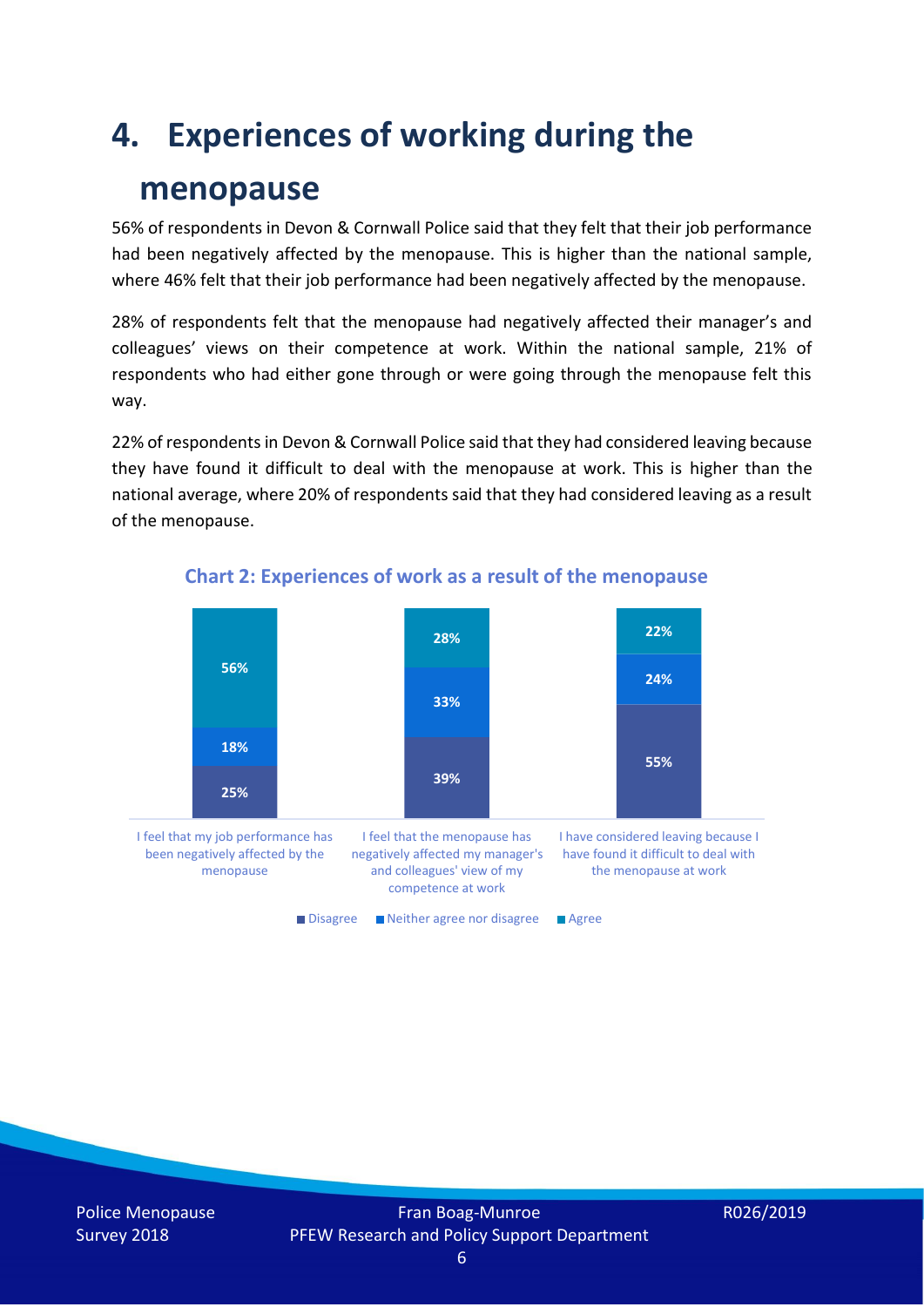# 4. Experiences of working during the menopause

56% of respondents in Devon & Cornwall Police said that they felt that their job performance had been negatively affected by the menopause. This is higher than the national sample, where 46% felt that their job performance had been negatively affected by the menopause.

28% of respondents felt that the menopause had negatively affected their manager's and colleagues' views on their competence at work. Within the national sample, 21% of respondents who had either gone through or were going through the menopause felt this way.

22% of respondents in Devon & Cornwall Police said that they had considered leaving because they have found it difficult to deal with the menopause at work. This is higher than the national average, where 20% of respondents said that they had considered leaving as a result of the menopause.

**Chart 2: Experiences of work as a result of the menopause**

| | Disagree | Neither agree nor disagree | Agree |
|---|---|---|---|
| I feel that my job performance has been negatively affected by the menopause | 25% | 18% | 56% |
| I feel that the menopause has negatively affected my manager's and colleagues' view of my competence at work | 39% | 33% | 28% |
| I have considered leaving because I have found it difficult to deal with the menopause at work | 55% | 24% | 22% |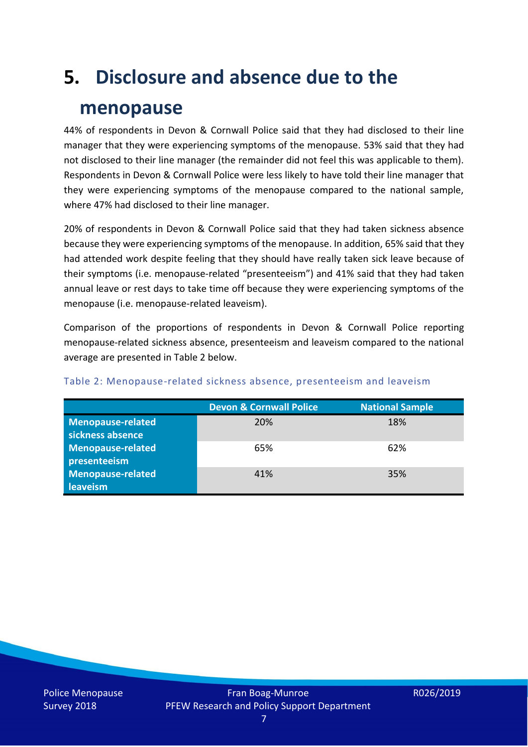# 5. Disclosure and absence due to the menopause

44% of respondents in Devon & Cornwall Police said that they had disclosed to their line manager that they were experiencing symptoms of the menopause. 53% said that they had not disclosed to their line manager (the remainder did not feel this was applicable to them). Respondents in Devon & Cornwall Police were less likely to have told their line manager that they were experiencing symptoms of the menopause compared to the national sample, where 47% had disclosed to their line manager.

20% of respondents in Devon & Cornwall Police said that they had taken sickness absence because they were experiencing symptoms of the menopause. In addition, 65% said that they had attended work despite feeling that they should have really taken sick leave because of their symptoms (i.e. menopause-related "presenteeism") and 41% said that they had taken annual leave or rest days to take time off because they were experiencing symptoms of the menopause (i.e. menopause-related leaveism).

Comparison of the proportions of respondents in Devon & Cornwall Police reporting menopause-related sickness absence, presenteeism and leaveism compared to the national average are presented in Table 2 below.

Table 2: Menopause-related sickness absence, presenteeism and leaveism

| | Devon & Cornwall Police | National Sample |
|---|---|---|
| **Menopause-related sickness absence** | 20% | 18% |
| **Menopause-related presenteeism** | 65% | 62% |
| **Menopause-related leaveism** | 41% | 35% |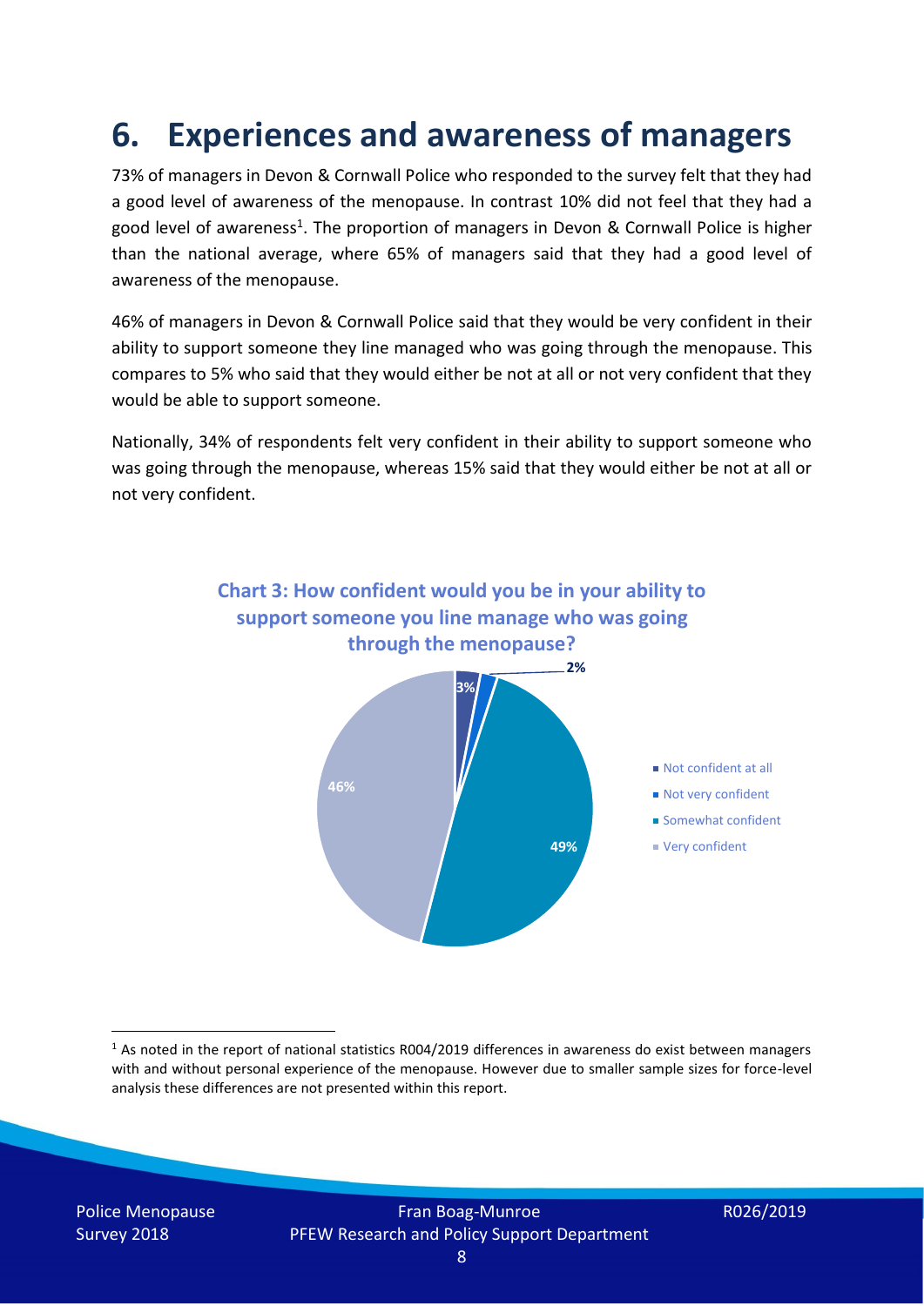# 6. Experiences and awareness of managers

73% of managers in Devon & Cornwall Police who responded to the survey felt that they had a good level of awareness of the menopause. In contrast 10% did not feel that they had a good level of awareness[1]. The proportion of managers in Devon & Cornwall Police is higher than the national average, where 65% of managers said that they had a good level of awareness of the menopause.

46% of managers in Devon & Cornwall Police said that they would be very confident in their ability to support someone they line managed who was going through the menopause. This compares to 5% who said that they would either be not at all or not very confident that they would be able to support someone.

Nationally, 34% of respondents felt very confident in their ability to support someone who was going through the menopause, whereas 15% said that they would either be not at all or not very confident.

**Chart 3: How confident would you be in your ability to support someone you line manage who was going through the menopause?**

3%
2%
49%
46%

Not confident at all
Not very confident
Somewhat confident
Very confident

[1] As noted in the report of national statistics R004/2019 differences in awareness do exist between managers with and without personal experience of the menopause. However due to smaller sample sizes for force-level analysis these differences are not presented within this report.